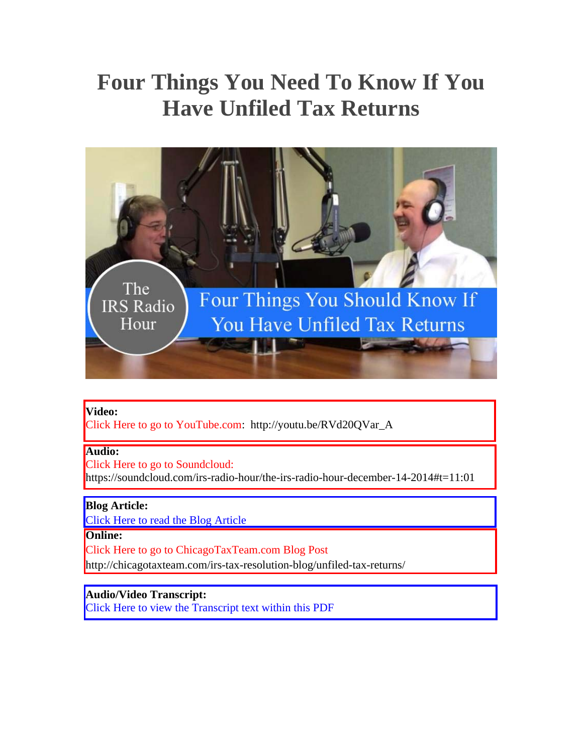# Four Things You Need To Know If You Have Unfiled Tax Returns

**Video:**
Click Here to go to YouTube.com: http://youtu.be/RVd20QVar_A

**Audio:**
Click Here to go to Soundcloud:
https://soundcloud.com/irs-radio-hour/the-irs-radio-hour-december-14-2014#t=11:01

**Blog Article:**
Click Here to read the Blog Article

**Online:**
Click Here to go to ChicagoTaxTeam.com Blog Post
http://chicagotaxteam.com/irs-tax-resolution-blog/unfiled-tax-returns/

**Audio/Video Transcript:**
Click Here to view the Transcript text within this PDF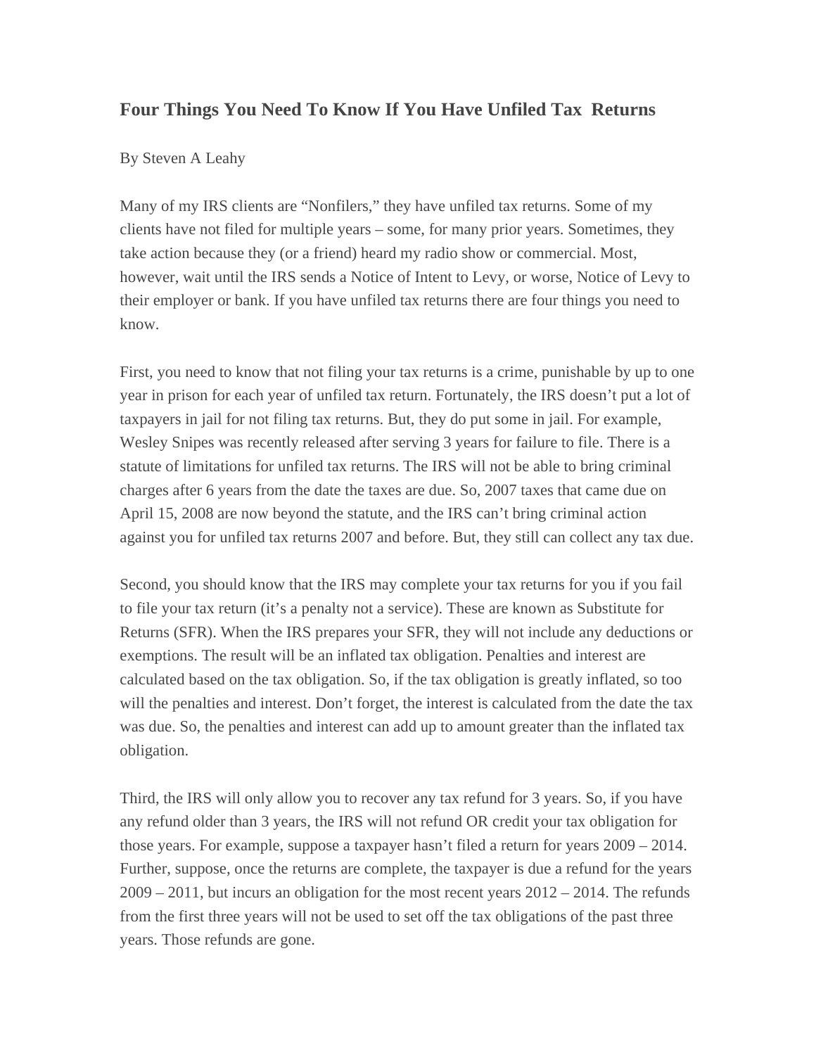## Four Things You Need To Know If You Have Unfiled Tax Returns

By Steven A Leahy

Many of my IRS clients are "Nonfilers," they have unfiled tax returns. Some of my clients have not filed for multiple years – some, for many prior years. Sometimes, they take action because they (or a friend) heard my radio show or commercial. Most, however, wait until the IRS sends a Notice of Intent to Levy, or worse, Notice of Levy to their employer or bank. If you have unfiled tax returns there are four things you need to know.

First, you need to know that not filing your tax returns is a crime, punishable by up to one year in prison for each year of unfiled tax return. Fortunately, the IRS doesn't put a lot of taxpayers in jail for not filing tax returns. But, they do put some in jail. For example, Wesley Snipes was recently released after serving 3 years for failure to file. There is a statute of limitations for unfiled tax returns. The IRS will not be able to bring criminal charges after 6 years from the date the taxes are due. So, 2007 taxes that came due on April 15, 2008 are now beyond the statute, and the IRS can't bring criminal action against you for unfiled tax returns 2007 and before. But, they still can collect any tax due.

Second, you should know that the IRS may complete your tax returns for you if you fail to file your tax return (it's a penalty not a service). These are known as Substitute for Returns (SFR). When the IRS prepares your SFR, they will not include any deductions or exemptions. The result will be an inflated tax obligation. Penalties and interest are calculated based on the tax obligation. So, if the tax obligation is greatly inflated, so too will the penalties and interest. Don't forget, the interest is calculated from the date the tax was due. So, the penalties and interest can add up to amount greater than the inflated tax obligation.

Third, the IRS will only allow you to recover any tax refund for 3 years. So, if you have any refund older than 3 years, the IRS will not refund OR credit your tax obligation for those years. For example, suppose a taxpayer hasn't filed a return for years 2009 – 2014. Further, suppose, once the returns are complete, the taxpayer is due a refund for the years 2009 – 2011, but incurs an obligation for the most recent years 2012 – 2014. The refunds from the first three years will not be used to set off the tax obligations of the past three years. Those refunds are gone.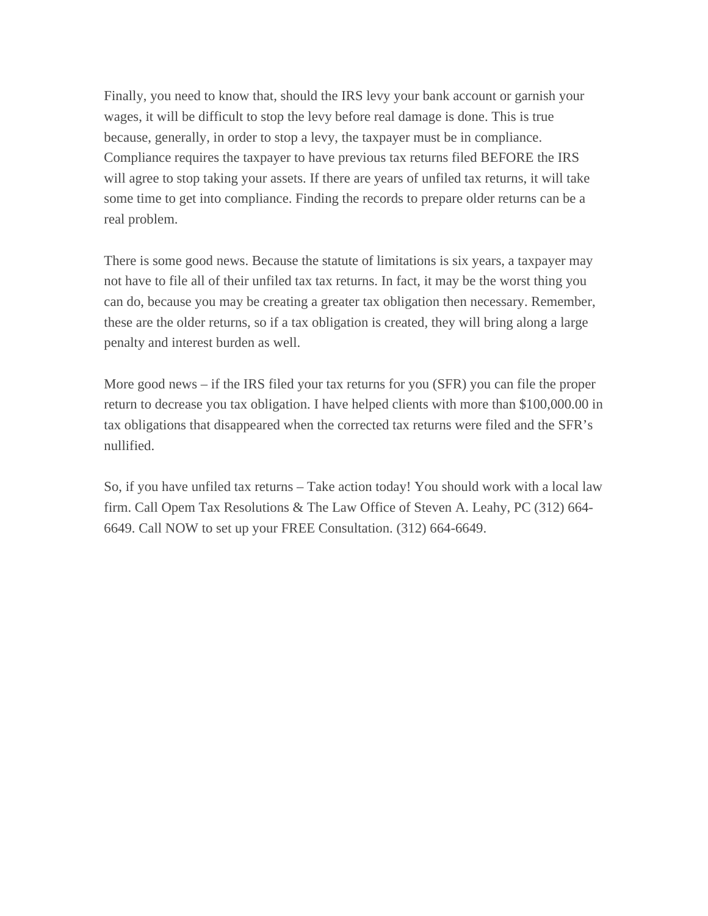Finally, you need to know that, should the IRS levy your bank account or garnish your wages, it will be difficult to stop the levy before real damage is done. This is true because, generally, in order to stop a levy, the taxpayer must be in compliance. Compliance requires the taxpayer to have previous tax returns filed BEFORE the IRS will agree to stop taking your assets. If there are years of unfiled tax returns, it will take some time to get into compliance. Finding the records to prepare older returns can be a real problem.

There is some good news. Because the statute of limitations is six years, a taxpayer may not have to file all of their unfiled tax tax returns. In fact, it may be the worst thing you can do, because you may be creating a greater tax obligation then necessary. Remember, these are the older returns, so if a tax obligation is created, they will bring along a large penalty and interest burden as well.

More good news – if the IRS filed your tax returns for you (SFR) you can file the proper return to decrease you tax obligation. I have helped clients with more than $100,000.00 in tax obligations that disappeared when the corrected tax returns were filed and the SFR's nullified.

So, if you have unfiled tax returns – Take action today! You should work with a local law firm. Call Opem Tax Resolutions & The Law Office of Steven A. Leahy, PC (312) 664-6649. Call NOW to set up your FREE Consultation. (312) 664-6649.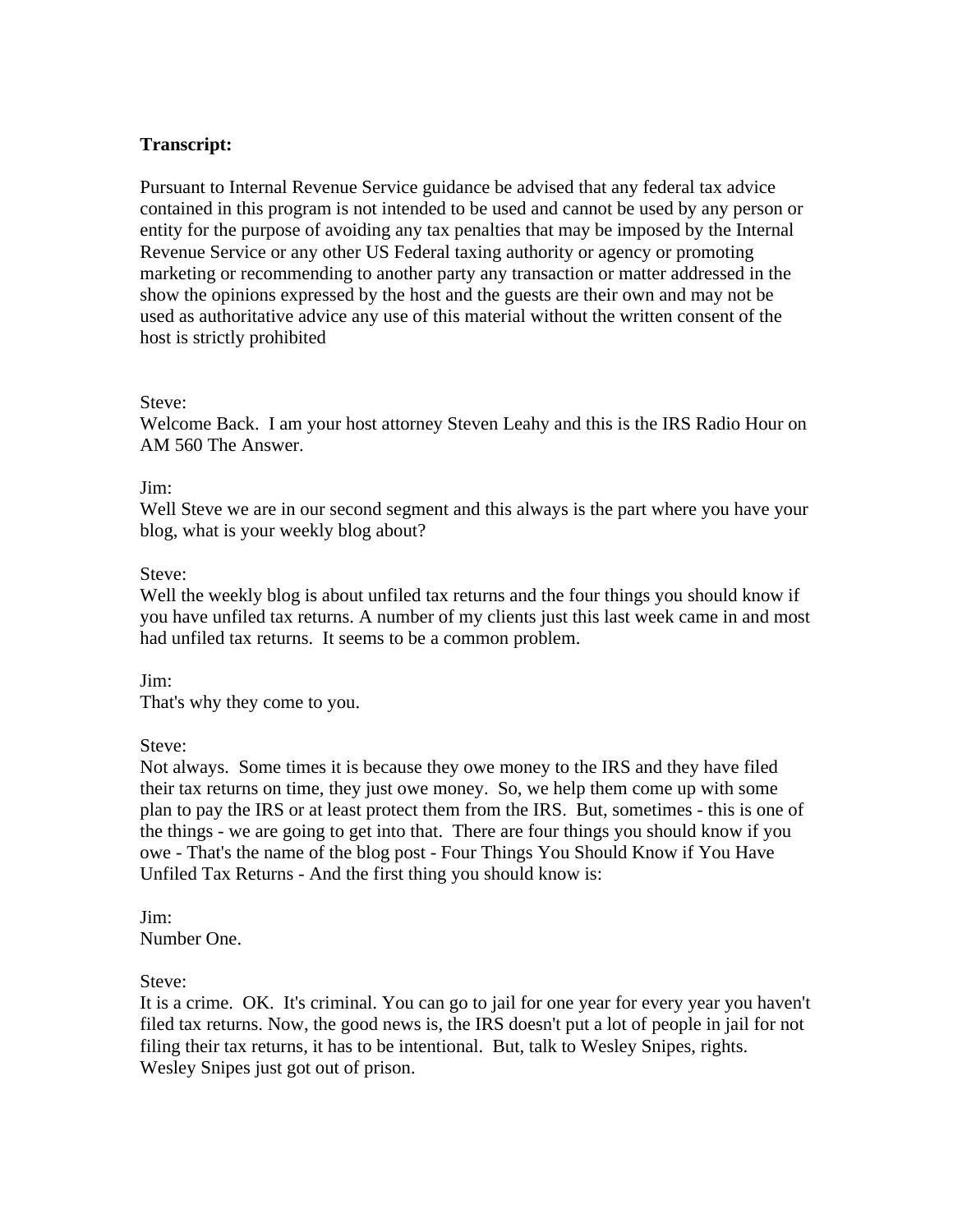**Transcript:**

Pursuant to Internal Revenue Service guidance be advised that any federal tax advice contained in this program is not intended to be used and cannot be used by any person or entity for the purpose of avoiding any tax penalties that may be imposed by the Internal Revenue Service or any other US Federal taxing authority or agency or promoting marketing or recommending to another party any transaction or matter addressed in the show the opinions expressed by the host and the guests are their own and may not be used as authoritative advice any use of this material without the written consent of the host is strictly prohibited

Steve:
Welcome Back. I am your host attorney Steven Leahy and this is the IRS Radio Hour on AM 560 The Answer.

Jim:
Well Steve we are in our second segment and this always is the part where you have your blog, what is your weekly blog about?

Steve:
Well the weekly blog is about unfiled tax returns and the four things you should know if you have unfiled tax returns. A number of my clients just this last week came in and most had unfiled tax returns. It seems to be a common problem.

Jim:
That's why they come to you.

Steve:
Not always. Some times it is because they owe money to the IRS and they have filed their tax returns on time, they just owe money. So, we help them come up with some plan to pay the IRS or at least protect them from the IRS. But, sometimes - this is one of the things - we are going to get into that. There are four things you should know if you owe - That's the name of the blog post - Four Things You Should Know if You Have Unfiled Tax Returns - And the first thing you should know is:

Jim:
Number One.

Steve:
It is a crime. OK. It's criminal. You can go to jail for one year for every year you haven't filed tax returns. Now, the good news is, the IRS doesn't put a lot of people in jail for not filing their tax returns, it has to be intentional. But, talk to Wesley Snipes, rights. Wesley Snipes just got out of prison.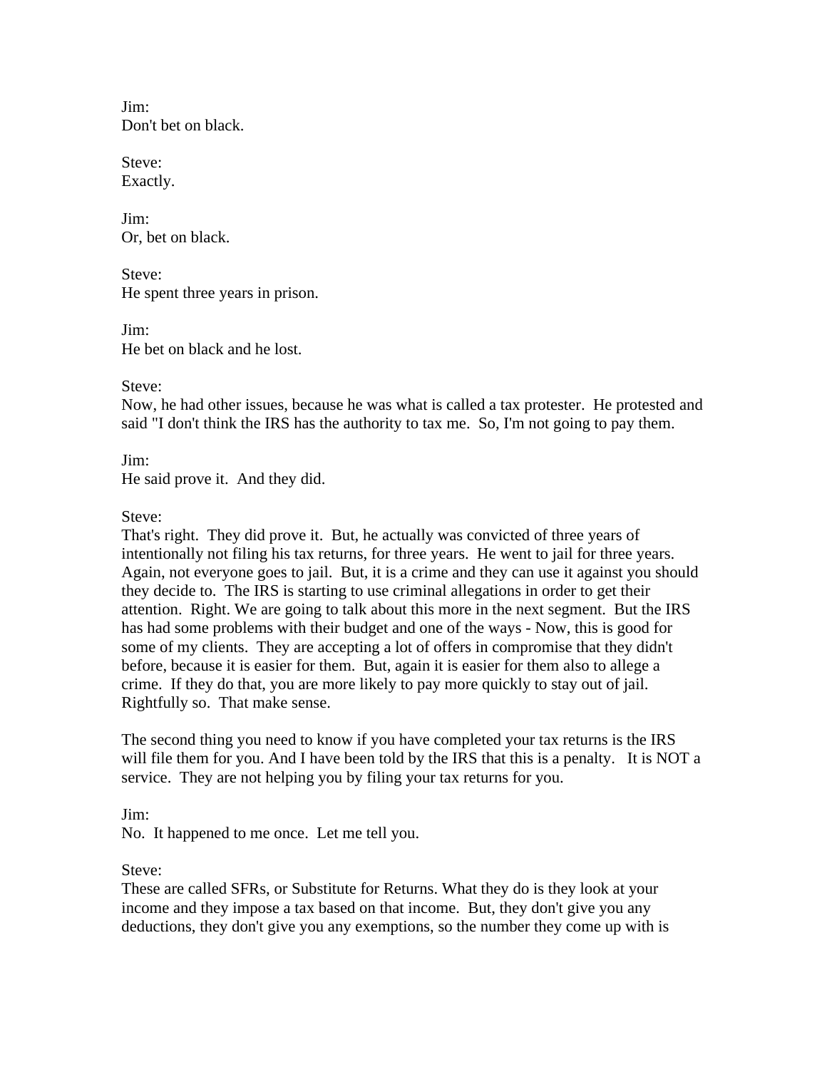Jim:
Don't bet on black.

Steve:
Exactly.

Jim:
Or, bet on black.

Steve:
He spent three years in prison.

Jim:
He bet on black and he lost.

Steve:
Now, he had other issues, because he was what is called a tax protester. He protested and said "I don't think the IRS has the authority to tax me. So, I'm not going to pay them.

Jim:
He said prove it. And they did.

Steve:
That's right. They did prove it. But, he actually was convicted of three years of intentionally not filing his tax returns, for three years. He went to jail for three years. Again, not everyone goes to jail. But, it is a crime and they can use it against you should they decide to. The IRS is starting to use criminal allegations in order to get their attention. Right. We are going to talk about this more in the next segment. But the IRS has had some problems with their budget and one of the ways - Now, this is good for some of my clients. They are accepting a lot of offers in compromise that they didn't before, because it is easier for them. But, again it is easier for them also to allege a crime. If they do that, you are more likely to pay more quickly to stay out of jail. Rightfully so. That make sense.

The second thing you need to know if you have completed your tax returns is the IRS will file them for you. And I have been told by the IRS that this is a penalty. It is NOT a service. They are not helping you by filing your tax returns for you.

Jim:
No. It happened to me once. Let me tell you.

Steve:
These are called SFRs, or Substitute for Returns. What they do is they look at your income and they impose a tax based on that income. But, they don't give you any deductions, they don't give you any exemptions, so the number they come up with is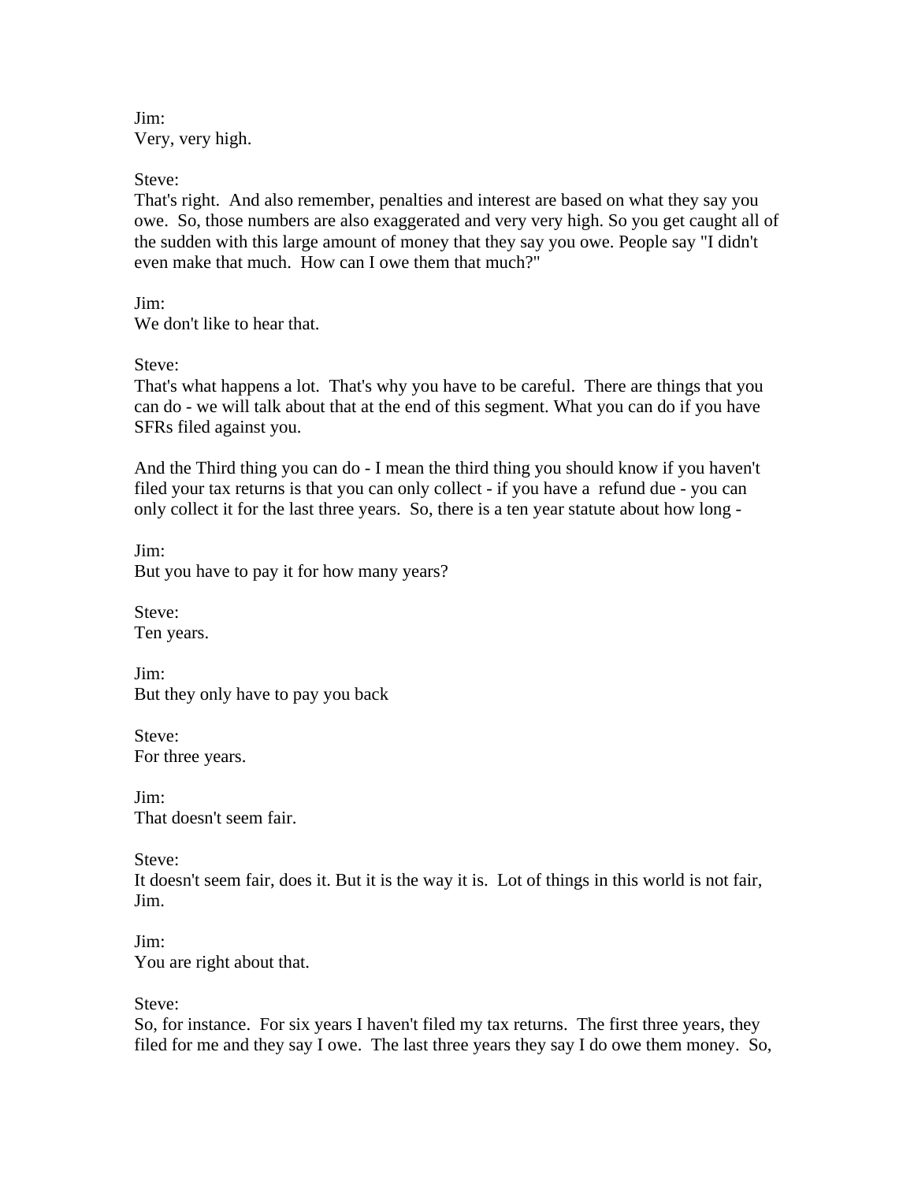Jim:
Very, very high.

Steve:
That's right. And also remember, penalties and interest are based on what they say you owe. So, those numbers are also exaggerated and very very high. So you get caught all of the sudden with this large amount of money that they say you owe. People say "I didn't even make that much. How can I owe them that much?"

Jim:
We don't like to hear that.

Steve:
That's what happens a lot. That's why you have to be careful. There are things that you can do - we will talk about that at the end of this segment. What you can do if you have SFRs filed against you.

And the Third thing you can do - I mean the third thing you should know if you haven't filed your tax returns is that you can only collect - if you have a refund due - you can only collect it for the last three years. So, there is a ten year statute about how long -

Jim:
But you have to pay it for how many years?

Steve:
Ten years.

Jim:
But they only have to pay you back

Steve:
For three years.

Jim:
That doesn't seem fair.

Steve:
It doesn't seem fair, does it. But it is the way it is. Lot of things in this world is not fair, Jim.

Jim:
You are right about that.

Steve:
So, for instance. For six years I haven't filed my tax returns. The first three years, they filed for me and they say I owe. The last three years they say I do owe them money. So,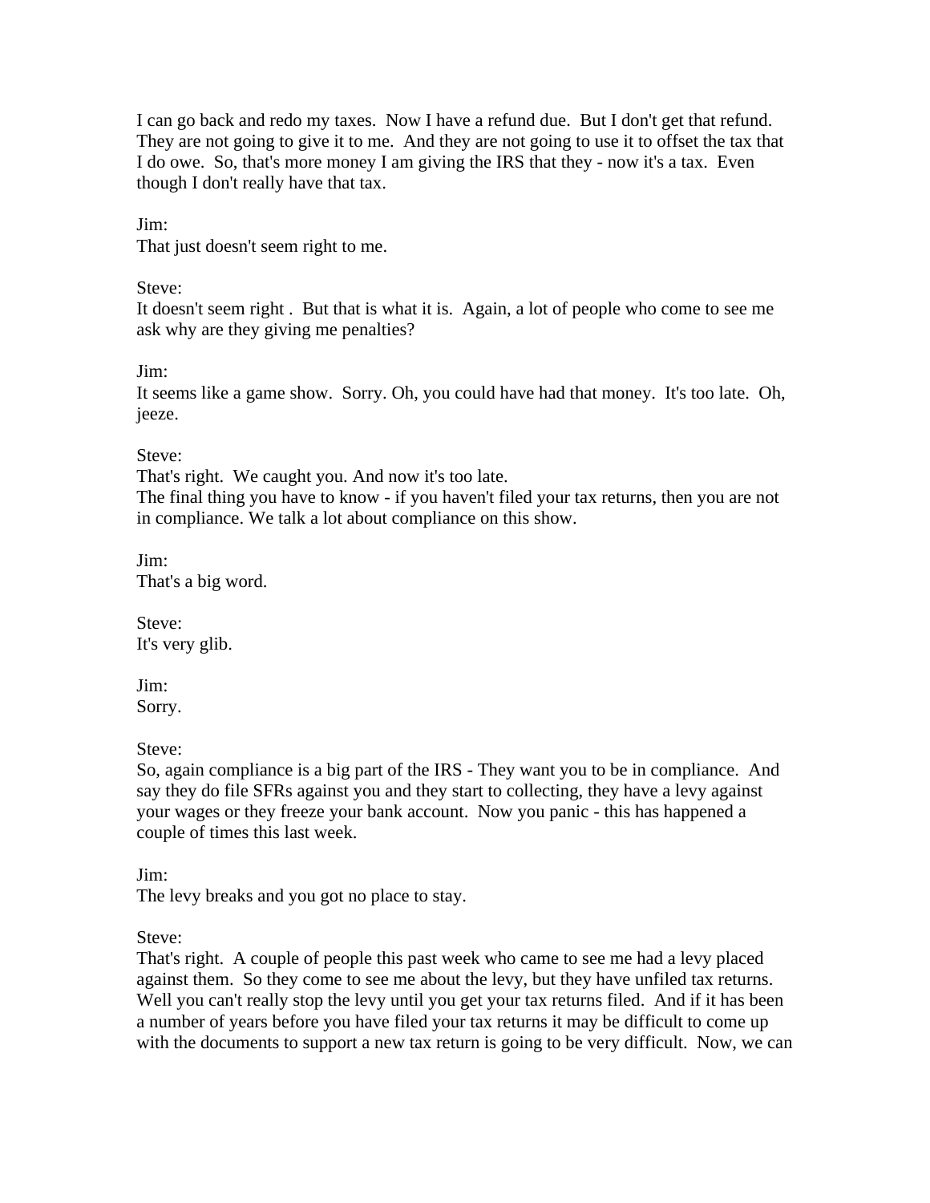I can go back and redo my taxes. Now I have a refund due. But I don't get that refund. They are not going to give it to me. And they are not going to use it to offset the tax that I do owe. So, that's more money I am giving the IRS that they - now it's a tax. Even though I don't really have that tax.

Jim:
That just doesn't seem right to me.

Steve:
It doesn't seem right . But that is what it is. Again, a lot of people who come to see me ask why are they giving me penalties?

Jim:
It seems like a game show. Sorry. Oh, you could have had that money. It's too late. Oh, jeeze.

Steve:
That's right. We caught you. And now it's too late.
The final thing you have to know - if you haven't filed your tax returns, then you are not in compliance. We talk a lot about compliance on this show.

Jim:
That's a big word.

Steve:
It's very glib.

Jim:
Sorry.

Steve:
So, again compliance is a big part of the IRS - They want you to be in compliance. And say they do file SFRs against you and they start to collecting, they have a levy against your wages or they freeze your bank account. Now you panic - this has happened a couple of times this last week.

Jim:
The levy breaks and you got no place to stay.

Steve:
That's right. A couple of people this past week who came to see me had a levy placed against them. So they come to see me about the levy, but they have unfiled tax returns. Well you can't really stop the levy until you get your tax returns filed. And if it has been a number of years before you have filed your tax returns it may be difficult to come up with the documents to support a new tax return is going to be very difficult. Now, we can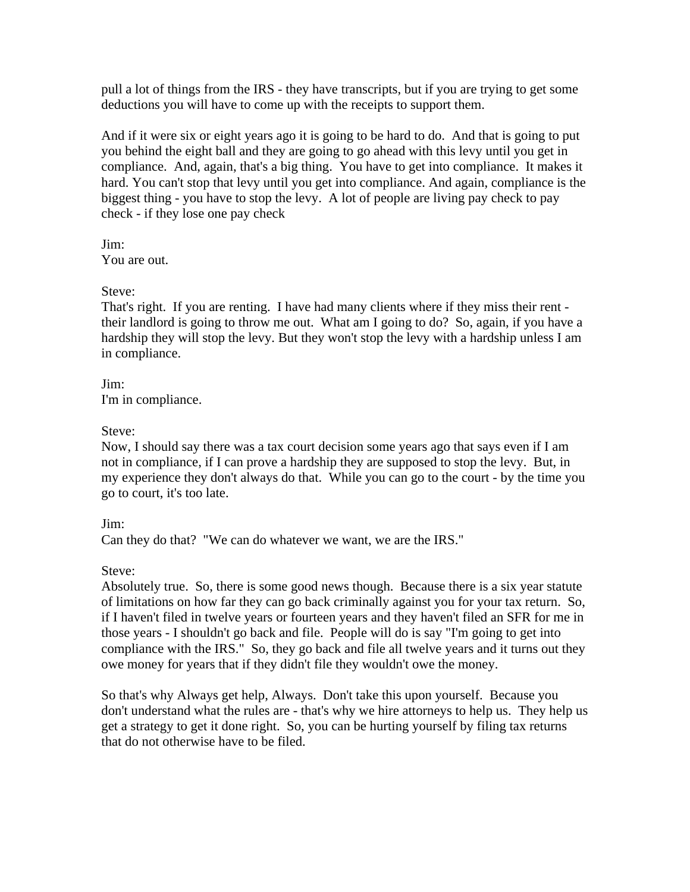pull a lot of things from the IRS - they have transcripts, but if you are trying to get some deductions you will have to come up with the receipts to support them.

And if it were six or eight years ago it is going to be hard to do. And that is going to put you behind the eight ball and they are going to go ahead with this levy until you get in compliance. And, again, that's a big thing. You have to get into compliance. It makes it hard. You can't stop that levy until you get into compliance. And again, compliance is the biggest thing - you have to stop the levy. A lot of people are living pay check to pay check - if they lose one pay check

Jim:
You are out.

Steve:
That's right. If you are renting. I have had many clients where if they miss their rent - their landlord is going to throw me out. What am I going to do? So, again, if you have a hardship they will stop the levy. But they won't stop the levy with a hardship unless I am in compliance.

Jim:
I'm in compliance.

Steve:
Now, I should say there was a tax court decision some years ago that says even if I am not in compliance, if I can prove a hardship they are supposed to stop the levy. But, in my experience they don't always do that. While you can go to the court - by the time you go to court, it's too late.

Jim:
Can they do that? "We can do whatever we want, we are the IRS."

Steve:
Absolutely true. So, there is some good news though. Because there is a six year statute of limitations on how far they can go back criminally against you for your tax return. So, if I haven't filed in twelve years or fourteen years and they haven't filed an SFR for me in those years - I shouldn't go back and file. People will do is say "I'm going to get into compliance with the IRS." So, they go back and file all twelve years and it turns out they owe money for years that if they didn't file they wouldn't owe the money.

So that's why Always get help, Always. Don't take this upon yourself. Because you don't understand what the rules are - that's why we hire attorneys to help us. They help us get a strategy to get it done right. So, you can be hurting yourself by filing tax returns that do not otherwise have to be filed.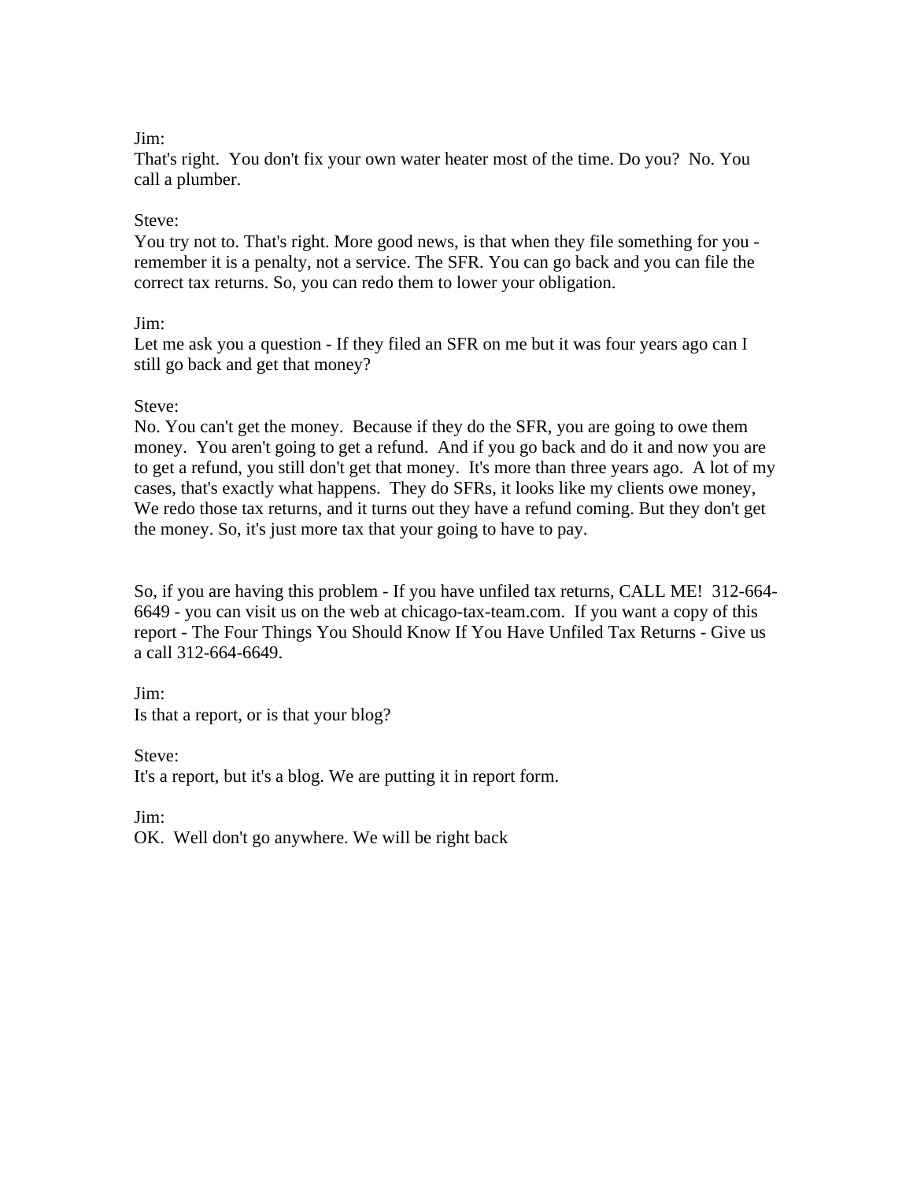Jim:
That's right. You don't fix your own water heater most of the time. Do you? No. You call a plumber.

Steve:
You try not to. That's right. More good news, is that when they file something for you - remember it is a penalty, not a service. The SFR. You can go back and you can file the correct tax returns. So, you can redo them to lower your obligation.

Jim:
Let me ask you a question - If they filed an SFR on me but it was four years ago can I still go back and get that money?

Steve:
No. You can't get the money. Because if they do the SFR, you are going to owe them money. You aren't going to get a refund. And if you go back and do it and now you are to get a refund, you still don't get that money. It's more than three years ago. A lot of my cases, that's exactly what happens. They do SFRs, it looks like my clients owe money, We redo those tax returns, and it turns out they have a refund coming. But they don't get the money. So, it's just more tax that your going to have to pay.

So, if you are having this problem - If you have unfiled tax returns, CALL ME! 312-664-6649 - you can visit us on the web at chicago-tax-team.com. If you want a copy of this report - The Four Things You Should Know If You Have Unfiled Tax Returns - Give us a call 312-664-6649.

Jim:
Is that a report, or is that your blog?

Steve:
It's a report, but it's a blog. We are putting it in report form.

Jim:
OK. Well don't go anywhere. We will be right back